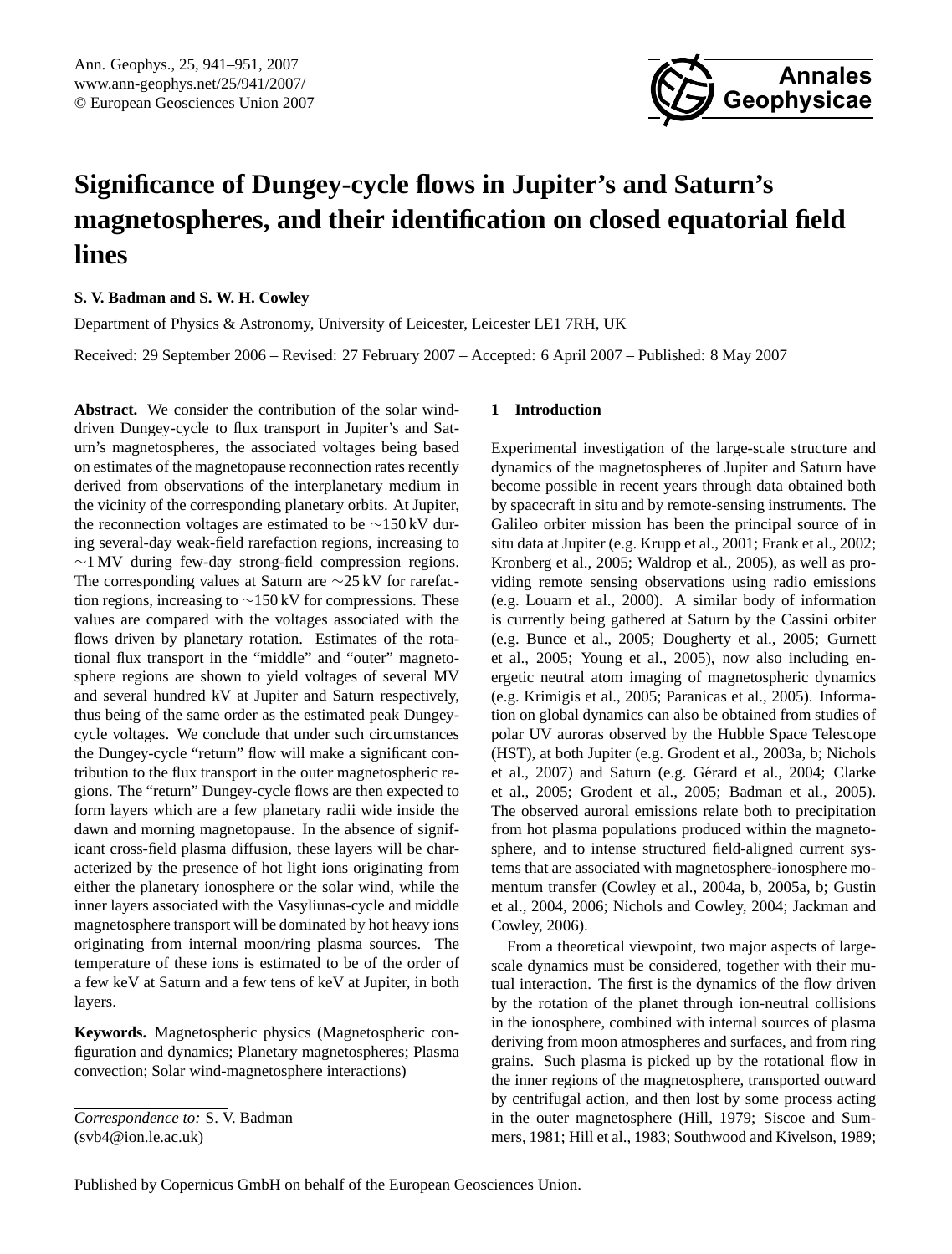# Significance of Dungey-cycle flows in Jupiter's and Saturn's magnetospheres, and their identification on closed equatorial field lines

**S. V. Badman and S. W. H. Cowley**

Department of Physics & Astronomy, University of Leicester, Leicester LE1 7RH, UK

Received: 29 September 2006 – Revised: 27 February 2007 – Accepted: 6 April 2007 – Published: 8 May 2007

**Abstract.** We consider the contribution of the solar wind-driven Dungey-cycle to flux transport in Jupiter's and Saturn's magnetospheres, the associated voltages being based on estimates of the magnetopause reconnection rates recently derived from observations of the interplanetary medium in the vicinity of the corresponding planetary orbits. At Jupiter, the reconnection voltages are estimated to be ∼150 kV during several-day weak-field rarefaction regions, increasing to ∼1 MV during few-day strong-field compression regions. The corresponding values at Saturn are ∼25 kV for rarefaction regions, increasing to ∼150 kV for compressions. These values are compared with the voltages associated with the flows driven by planetary rotation. Estimates of the rotational flux transport in the "middle" and "outer" magnetosphere regions are shown to yield voltages of several MV and several hundred kV at Jupiter and Saturn respectively, thus being of the same order as the estimated peak Dungey-cycle voltages. We conclude that under such circumstances the Dungey-cycle "return" flow will make a significant contribution to the flux transport in the outer magnetospheric regions. The "return" Dungey-cycle flows are then expected to form layers which are a few planetary radii wide inside the dawn and morning magnetopause. In the absence of significant cross-field plasma diffusion, these layers will be characterized by the presence of hot light ions originating from either the planetary ionosphere or the solar wind, while the inner layers associated with the Vasyliunas-cycle and middle magnetosphere transport will be dominated by hot heavy ions originating from internal moon/ring plasma sources. The temperature of these ions is estimated to be of the order of a few keV at Saturn and a few tens of keV at Jupiter, in both layers.

**Keywords.** Magnetospheric physics (Magnetospheric configuration and dynamics; Planetary magnetospheres; Plasma convection; Solar wind-magnetosphere interactions)

*Correspondence to:* S. V. Badman (svb4@ion.le.ac.uk)

## 1 Introduction

Experimental investigation of the large-scale structure and dynamics of the magnetospheres of Jupiter and Saturn have become possible in recent years through data obtained both by spacecraft in situ and by remote-sensing instruments. The Galileo orbiter mission has been the principal source of in situ data at Jupiter (e.g. Krupp et al., 2001; Frank et al., 2002; Kronberg et al., 2005; Waldrop et al., 2005), as well as providing remote sensing observations using radio emissions (e.g. Louarn et al., 2000). A similar body of information is currently being gathered at Saturn by the Cassini orbiter (e.g. Bunce et al., 2005; Dougherty et al., 2005; Gurnett et al., 2005; Young et al., 2005), now also including energetic neutral atom imaging of magnetospheric dynamics (e.g. Krimigis et al., 2005; Paranicas et al., 2005). Information on global dynamics can also be obtained from studies of polar UV auroras observed by the Hubble Space Telescope (HST), at both Jupiter (e.g. Grodent et al., 2003a, b; Nichols et al., 2007) and Saturn (e.g. Gérard et al., 2004; Clarke et al., 2005; Grodent et al., 2005; Badman et al., 2005). The observed auroral emissions relate both to precipitation from hot plasma populations produced within the magnetosphere, and to intense structured field-aligned current systems that are associated with magnetosphere-ionosphere momentum transfer (Cowley et al., 2004a, b, 2005a, b; Gustin et al., 2004, 2006; Nichols and Cowley, 2004; Jackman and Cowley, 2006).

From a theoretical viewpoint, two major aspects of large-scale dynamics must be considered, together with their mutual interaction. The first is the dynamics of the flow driven by the rotation of the planet through ion-neutral collisions in the ionosphere, combined with internal sources of plasma deriving from moon atmospheres and surfaces, and from ring grains. Such plasma is picked up by the rotational flow in the inner regions of the magnetosphere, transported outward by centrifugal action, and then lost by some process acting in the outer magnetosphere (Hill, 1979; Siscoe and Summers, 1981; Hill et al., 1983; Southwood and Kivelson, 1989;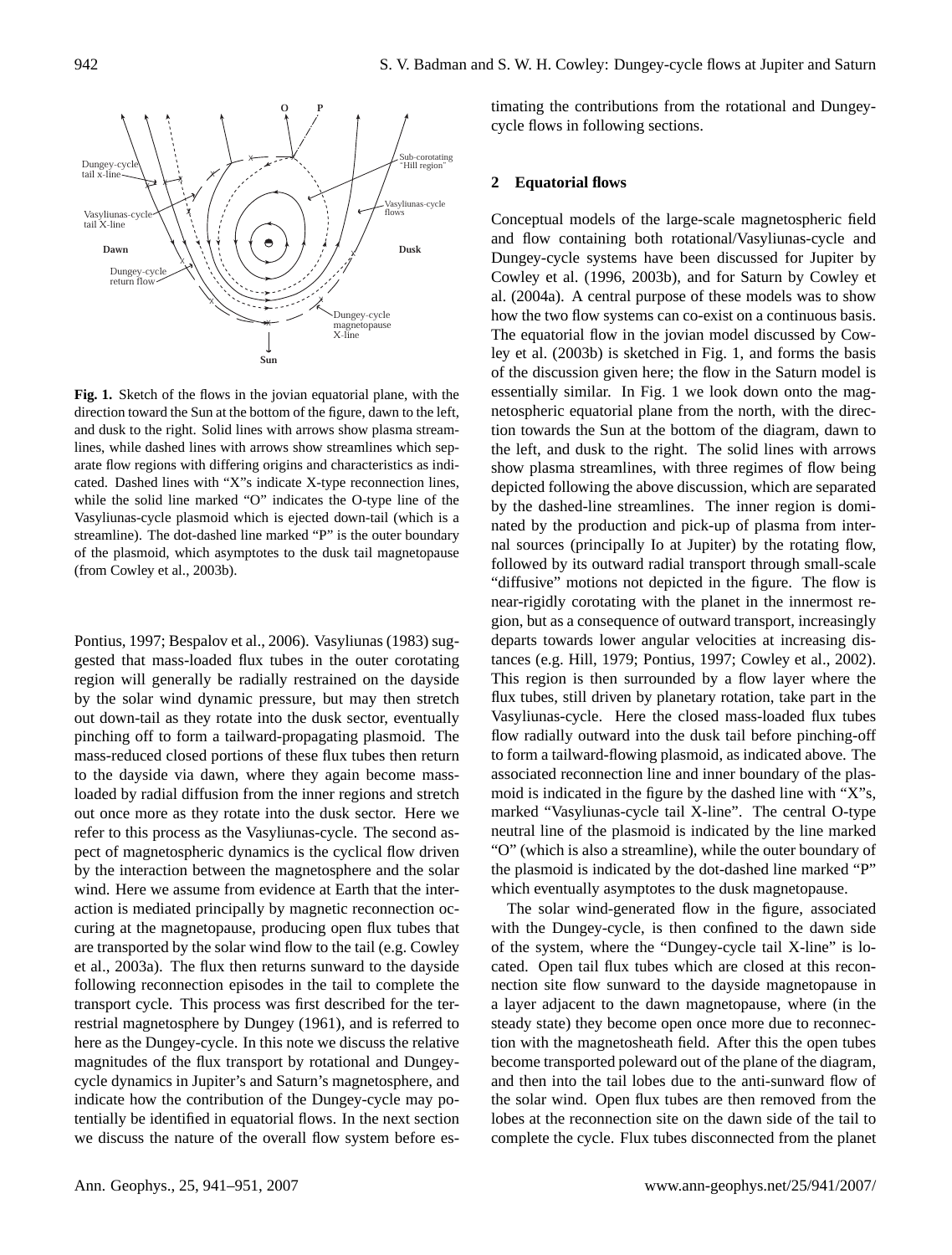**Fig. 1.** Sketch of the flows in the jovian equatorial plane, with the direction toward the Sun at the bottom of the figure, dawn to the left, and dusk to the right. Solid lines with arrows show plasma streamlines, while dashed lines with arrows show streamlines which separate flow regions with differing origins and characteristics as indicated. Dashed lines with "X"s indicate X-type reconnection lines, while the solid line marked "O" indicates the O-type line of the Vasyliunas-cycle plasmoid which is ejected down-tail (which is a streamline). The dot-dashed line marked "P" is the outer boundary of the plasmoid, which asymptotes to the dusk tail magnetopause (from Cowley et al., 2003b).

Pontius, 1997; Bespalov et al., 2006). Vasyliunas (1983) suggested that mass-loaded flux tubes in the outer corotating region will generally be radially restrained on the dayside by the solar wind dynamic pressure, but may then stretch out down-tail as they rotate into the dusk sector, eventually pinching off to form a tailward-propagating plasmoid. The mass-reduced closed portions of these flux tubes then return to the dayside via dawn, where they again become mass-loaded by radial diffusion from the inner regions and stretch out once more as they rotate into the dusk sector. Here we refer to this process as the Vasyliunas-cycle. The second aspect of magnetospheric dynamics is the cyclical flow driven by the interaction between the magnetosphere and the solar wind. Here we assume from evidence at Earth that the interaction is mediated principally by magnetic reconnection occuring at the magnetopause, producing open flux tubes that are transported by the solar wind flow to the tail (e.g. Cowley et al., 2003a). The flux then returns sunward to the dayside following reconnection episodes in the tail to complete the transport cycle. This process was first described for the terrestrial magnetosphere by Dungey (1961), and is referred to here as the Dungey-cycle. In this note we discuss the relative magnitudes of the flux transport by rotational and Dungey-cycle dynamics in Jupiter's and Saturn's magnetosphere, and indicate how the contribution of the Dungey-cycle may potentially be identified in equatorial flows. In the next section we discuss the nature of the overall flow system before estimating the contributions from the rotational and Dungey-cycle flows in following sections.

## 2 Equatorial flows

Conceptual models of the large-scale magnetospheric field and flow containing both rotational/Vasyliunas-cycle and Dungey-cycle systems have been discussed for Jupiter by Cowley et al. (1996, 2003b), and for Saturn by Cowley et al. (2004a). A central purpose of these models was to show how the two flow systems can co-exist on a continuous basis. The equatorial flow in the jovian model discussed by Cowley et al. (2003b) is sketched in Fig. 1, and forms the basis of the discussion given here; the flow in the Saturn model is essentially similar. In Fig. 1 we look down onto the magnetospheric equatorial plane from the north, with the direction towards the Sun at the bottom of the diagram, dawn to the left, and dusk to the right. The solid lines with arrows show plasma streamlines, with three regimes of flow being depicted following the above discussion, which are separated by the dashed-line streamlines. The inner region is dominated by the production and pick-up of plasma from internal sources (principally Io at Jupiter) by the rotating flow, followed by its outward radial transport through small-scale "diffusive" motions not depicted in the figure. The flow is near-rigidly corotating with the planet in the innermost region, but as a consequence of outward transport, increasingly departs towards lower angular velocities at increasing distances (e.g. Hill, 1979; Pontius, 1997; Cowley et al., 2002). This region is then surrounded by a flow layer where the flux tubes, still driven by planetary rotation, take part in the Vasyliunas-cycle. Here the closed mass-loaded flux tubes flow radially outward into the dusk tail before pinching-off to form a tailward-flowing plasmoid, as indicated above. The associated reconnection line and inner boundary of the plasmoid is indicated in the figure by the dashed line with "X"s, marked "Vasyliunas-cycle tail X-line". The central O-type neutral line of the plasmoid is indicated by the line marked "O" (which is also a streamline), while the outer boundary of the plasmoid is indicated by the dot-dashed line marked "P" which eventually asymptotes to the dusk magnetopause.

The solar wind-generated flow in the figure, associated with the Dungey-cycle, is then confined to the dawn side of the system, where the "Dungey-cycle tail X-line" is located. Open tail flux tubes which are closed at this reconnection site flow sunward to the dayside magnetopause in a layer adjacent to the dawn magnetopause, where (in the steady state) they become open once more due to reconnection with the magnetosheath field. After this the open tubes become transported poleward out of the plane of the diagram, and then into the tail lobes due to the anti-sunward flow of the solar wind. Open flux tubes are then removed from the lobes at the reconnection site on the dawn side of the tail to complete the cycle. Flux tubes disconnected from the planet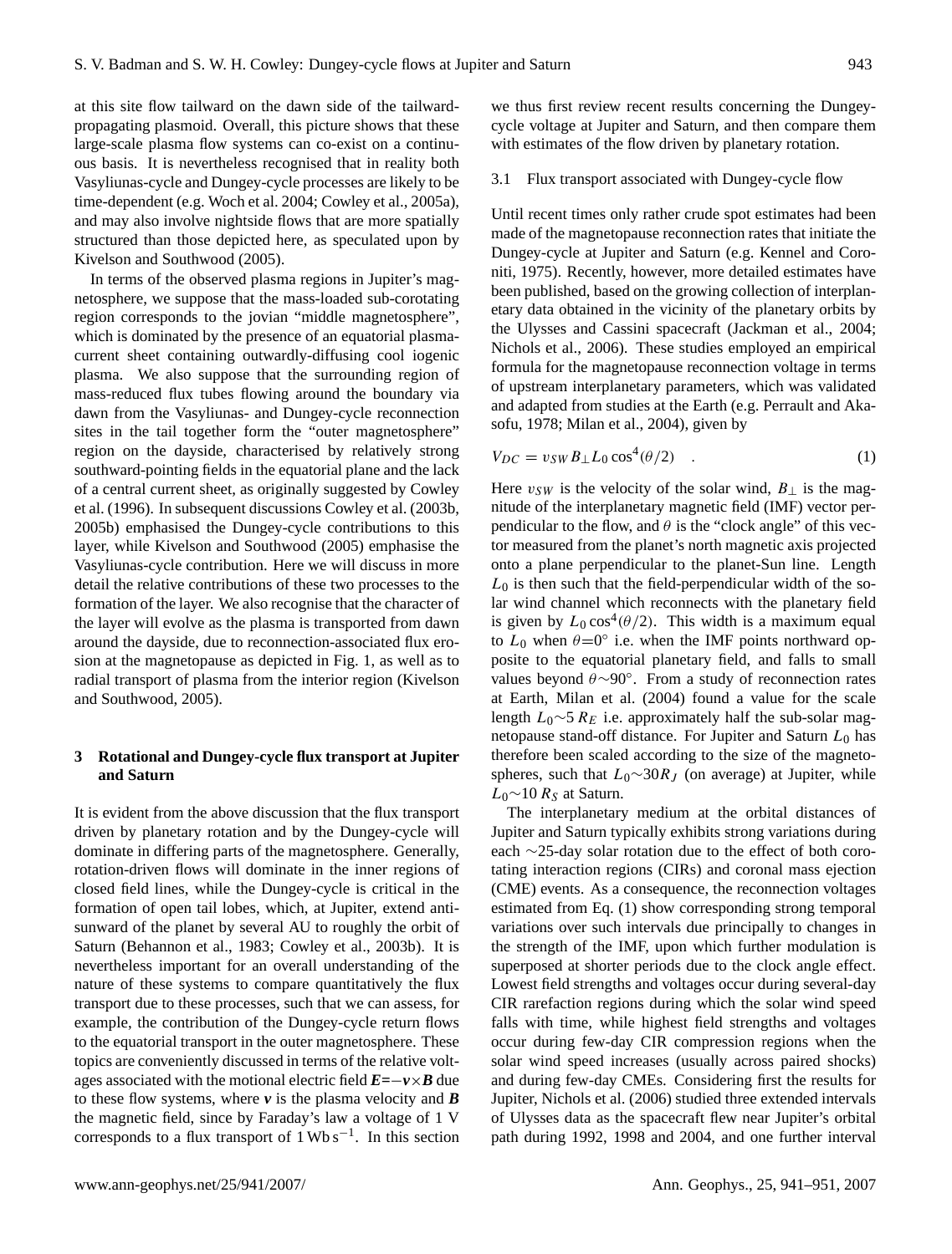at this site flow tailward on the dawn side of the tailward-propagating plasmoid. Overall, this picture shows that these large-scale plasma flow systems can co-exist on a continuous basis. It is nevertheless recognised that in reality both Vasyliunas-cycle and Dungey-cycle processes are likely to be time-dependent (e.g. Woch et al. 2004; Cowley et al., 2005a), and may also involve nightside flows that are more spatially structured than those depicted here, as speculated upon by Kivelson and Southwood (2005).

In terms of the observed plasma regions in Jupiter's magnetosphere, we suppose that the mass-loaded sub-corotating region corresponds to the jovian "middle magnetosphere", which is dominated by the presence of an equatorial plasma-current sheet containing outwardly-diffusing cool iogenic plasma. We also suppose that the surrounding region of mass-reduced flux tubes flowing around the boundary via dawn from the Vasyliunas- and Dungey-cycle reconnection sites in the tail together form the "outer magnetosphere" region on the dayside, characterised by relatively strong southward-pointing fields in the equatorial plane and the lack of a central current sheet, as originally suggested by Cowley et al. (1996). In subsequent discussions Cowley et al. (2003b, 2005b) emphasised the Dungey-cycle contributions to this layer, while Kivelson and Southwood (2005) emphasise the Vasyliunas-cycle contribution. Here we will discuss in more detail the relative contributions of these two processes to the formation of the layer. We also recognise that the character of the layer will evolve as the plasma is transported from dawn around the dayside, due to reconnection-associated flux erosion at the magnetopause as depicted in Fig. 1, as well as to radial transport of plasma from the interior region (Kivelson and Southwood, 2005).

## 3 Rotational and Dungey-cycle flux transport at Jupiter and Saturn

It is evident from the above discussion that the flux transport driven by planetary rotation and by the Dungey-cycle will dominate in differing parts of the magnetosphere. Generally, rotation-driven flows will dominate in the inner regions of closed field lines, while the Dungey-cycle is critical in the formation of open tail lobes, which, at Jupiter, extend anti-sunward of the planet by several AU to roughly the orbit of Saturn (Behannon et al., 1983; Cowley et al., 2003b). It is nevertheless important for an overall understanding of the nature of these systems to compare quantitatively the flux transport due to these processes, such that we can assess, for example, the contribution of the Dungey-cycle return flows to the equatorial transport in the outer magnetosphere. These topics are conveniently discussed in terms of the relative voltages associated with the motional electric field $\boldsymbol{E}=-\boldsymbol{v}\times\boldsymbol{B}$ due to these flow systems, where $\boldsymbol{v}$ is the plasma velocity and $\boldsymbol{B}$ the magnetic field, since by Faraday's law a voltage of 1 V corresponds to a flux transport of $1\,\mathrm{Wb\,s^{-1}}$. In this section we thus first review recent results concerning the Dungey-cycle voltage at Jupiter and Saturn, and then compare them with estimates of the flow driven by planetary rotation.

### 3.1 Flux transport associated with Dungey-cycle flow

Until recent times only rather crude spot estimates had been made of the magnetopause reconnection rates that initiate the Dungey-cycle at Jupiter and Saturn (e.g. Kennel and Coroniti, 1975). Recently, however, more detailed estimates have been published, based on the growing collection of interplanetary data obtained in the vicinity of the planetary orbits by the Ulysses and Cassini spacecraft (Jackman et al., 2004; Nichols et al., 2006). These studies employed an empirical formula for the magnetopause reconnection voltage in terms of upstream interplanetary parameters, which was validated and adapted from studies at the Earth (e.g. Perrault and Akasofu, 1978; Milan et al., 2004), given by

$$V_{DC} = v_{SW} B_{\perp} L_0 \cos^4(\theta/2) \quad . \tag{1}$$

Here $v_{SW}$ is the velocity of the solar wind, $B_{\perp}$ is the magnitude of the interplanetary magnetic field (IMF) vector perpendicular to the flow, and $\theta$ is the "clock angle" of this vector measured from the planet's north magnetic axis projected onto a plane perpendicular to the planet-Sun line. Length $L_0$ is then such that the field-perpendicular width of the solar wind channel which reconnects with the planetary field is given by $L_0 \cos^4(\theta/2)$. This width is a maximum equal to $L_0$ when $\theta=0°$ i.e. when the IMF points northward opposite to the equatorial planetary field, and falls to small values beyond $\theta\sim90°$. From a study of reconnection rates at Earth, Milan et al. (2004) found a value for the scale length $L_0\sim5\,R_E$ i.e. approximately half the sub-solar magnetopause stand-off distance. For Jupiter and Saturn $L_0$ has therefore been scaled according to the size of the magnetospheres, such that $L_0\sim30R_J$ (on average) at Jupiter, while $L_0\sim10\,R_S$ at Saturn.

The interplanetary medium at the orbital distances of Jupiter and Saturn typically exhibits strong variations during each $\sim$25-day solar rotation due to the effect of both corotating interaction regions (CIRs) and coronal mass ejection (CME) events. As a consequence, the reconnection voltages estimated from Eq. (1) show corresponding strong temporal variations over such intervals due principally to changes in the strength of the IMF, upon which further modulation is superposed at shorter periods due to the clock angle effect. Lowest field strengths and voltages occur during several-day CIR rarefaction regions during which the solar wind speed falls with time, while highest field strengths and voltages occur during few-day CIR compression regions when the solar wind speed increases (usually across paired shocks) and during few-day CMEs. Considering first the results for Jupiter, Nichols et al. (2006) studied three extended intervals of Ulysses data as the spacecraft flew near Jupiter's orbital path during 1992, 1998 and 2004, and one further interval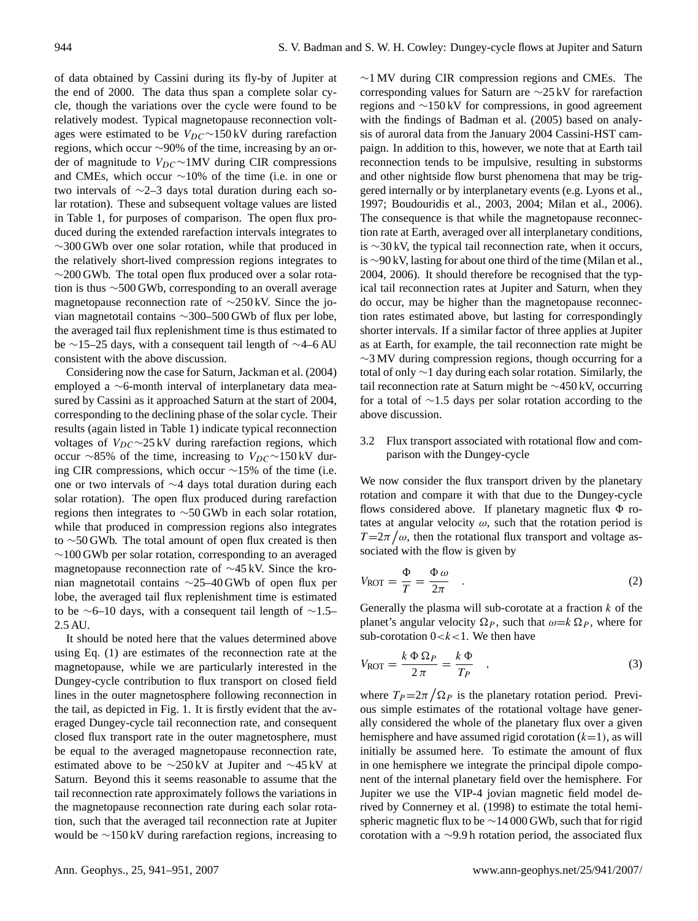of data obtained by Cassini during its fly-by of Jupiter at the end of 2000. The data thus span a complete solar cycle, though the variations over the cycle were found to be relatively modest. Typical magnetopause reconnection voltages were estimated to be $V_{DC}\sim150$ kV during rarefaction regions, which occur ∼90% of the time, increasing by an order of magnitude to $V_{DC}\sim1$MV during CIR compressions and CMEs, which occur ∼10% of the time (i.e. in one or two intervals of ∼2–3 days total duration during each solar rotation). These and subsequent voltage values are listed in Table 1, for purposes of comparison. The open flux produced during the extended rarefaction intervals integrates to ∼300 GWb over one solar rotation, while that produced in the relatively short-lived compression regions integrates to ∼200 GWb. The total open flux produced over a solar rotation is thus ∼500 GWb, corresponding to an overall average magnetopause reconnection rate of ∼250 kV. Since the jovian magnetotail contains ∼300–500 GWb of flux per lobe, the averaged tail flux replenishment time is thus estimated to be ∼15–25 days, with a consequent tail length of ∼4–6 AU consistent with the above discussion.

Considering now the case for Saturn, Jackman et al. (2004) employed a ∼6-month interval of interplanetary data measured by Cassini as it approached Saturn at the start of 2004, corresponding to the declining phase of the solar cycle. Their results (again listed in Table 1) indicate typical reconnection voltages of $V_{DC}\sim25$ kV during rarefaction regions, which occur ∼85% of the time, increasing to $V_{DC}\sim150$ kV during CIR compressions, which occur ∼15% of the time (i.e. one or two intervals of ∼4 days total duration during each solar rotation). The open flux produced during rarefaction regions then integrates to ∼50 GWb in each solar rotation, while that produced in compression regions also integrates to ∼50 GWb. The total amount of open flux created is then ∼100 GWb per solar rotation, corresponding to an averaged magnetopause reconnection rate of ∼45 kV. Since the kronian magnetotail contains ∼25–40 GWb of open flux per lobe, the averaged tail flux replenishment time is estimated to be ∼6–10 days, with a consequent tail length of ∼1.5–2.5 AU.

It should be noted here that the values determined above using Eq. (1) are estimates of the reconnection rate at the magnetopause, while we are particularly interested in the Dungey-cycle contribution to flux transport on closed field lines in the outer magnetosphere following reconnection in the tail, as depicted in Fig. 1. It is firstly evident that the averaged Dungey-cycle tail reconnection rate, and consequent closed flux transport rate in the outer magnetosphere, must be equal to the averaged magnetopause reconnection rate, estimated above to be ∼250 kV at Jupiter and ∼45 kV at Saturn. Beyond this it seems reasonable to assume that the tail reconnection rate approximately follows the variations in the magnetopause reconnection rate during each solar rotation, such that the averaged tail reconnection rate at Jupiter would be ∼150 kV during rarefaction regions, increasing to ∼1 MV during CIR compression regions and CMEs. The corresponding values for Saturn are ∼25 kV for rarefaction regions and ∼150 kV for compressions, in good agreement with the findings of Badman et al. (2005) based on analysis of auroral data from the January 2004 Cassini-HST campaign. In addition to this, however, we note that at Earth tail reconnection tends to be impulsive, resulting in substorms and other nightside flow burst phenomena that may be triggered internally or by interplanetary events (e.g. Lyons et al., 1997; Boudouridis et al., 2003, 2004; Milan et al., 2006). The consequence is that while the magnetopause reconnection rate at Earth, averaged over all interplanetary conditions, is ∼30 kV, the typical tail reconnection rate, when it occurs, is ∼90 kV, lasting for about one third of the time (Milan et al., 2004, 2006). It should therefore be recognised that the typical tail reconnection rates at Jupiter and Saturn, when they do occur, may be higher than the magnetopause reconnection rates estimated above, but lasting for correspondingly shorter intervals. If a similar factor of three applies at Jupiter as at Earth, for example, the tail reconnection rate might be ∼3 MV during compression regions, though occurring for a total of only ∼1 day during each solar rotation. Similarly, the tail reconnection rate at Saturn might be ∼450 kV, occurring for a total of ∼1.5 days per solar rotation according to the above discussion.

### 3.2 Flux transport associated with rotational flow and comparison with the Dungey-cycle

We now consider the flux transport driven by the planetary rotation and compare it with that due to the Dungey-cycle flows considered above. If planetary magnetic flux $\Phi$ rotates at angular velocity $\omega$, such that the rotation period is $T=2\pi/\omega$, then the rotational flux transport and voltage associated with the flow is given by

$$V_{\mathrm{ROT}} = \frac{\Phi}{T} = \frac{\Phi\,\omega}{2\pi} \quad . \tag{2}$$

Generally the plasma will sub-corotate at a fraction $k$ of the planet's angular velocity $\Omega_P$, such that $\omega=k\,\Omega_P$, where for sub-corotation $0<k<1$. We then have

$$V_{\mathrm{ROT}} = \frac{k\,\Phi\,\Omega_P}{2\,\pi} = \frac{k\,\Phi}{T_P} \quad , \tag{3}$$

where $T_P=2\pi/\Omega_P$ is the planetary rotation period. Previous simple estimates of the rotational voltage have generally considered the whole of the planetary flux over a given hemisphere and have assumed rigid corotation ($k=1$), as will initially be assumed here. To estimate the amount of flux in one hemisphere we integrate the principal dipole component of the internal planetary field over the hemisphere. For Jupiter we use the VIP-4 jovian magnetic field model derived by Connerney et al. (1998) to estimate the total hemispheric magnetic flux to be ∼14 000 GWb, such that for rigid corotation with a ∼9.9 h rotation period, the associated flux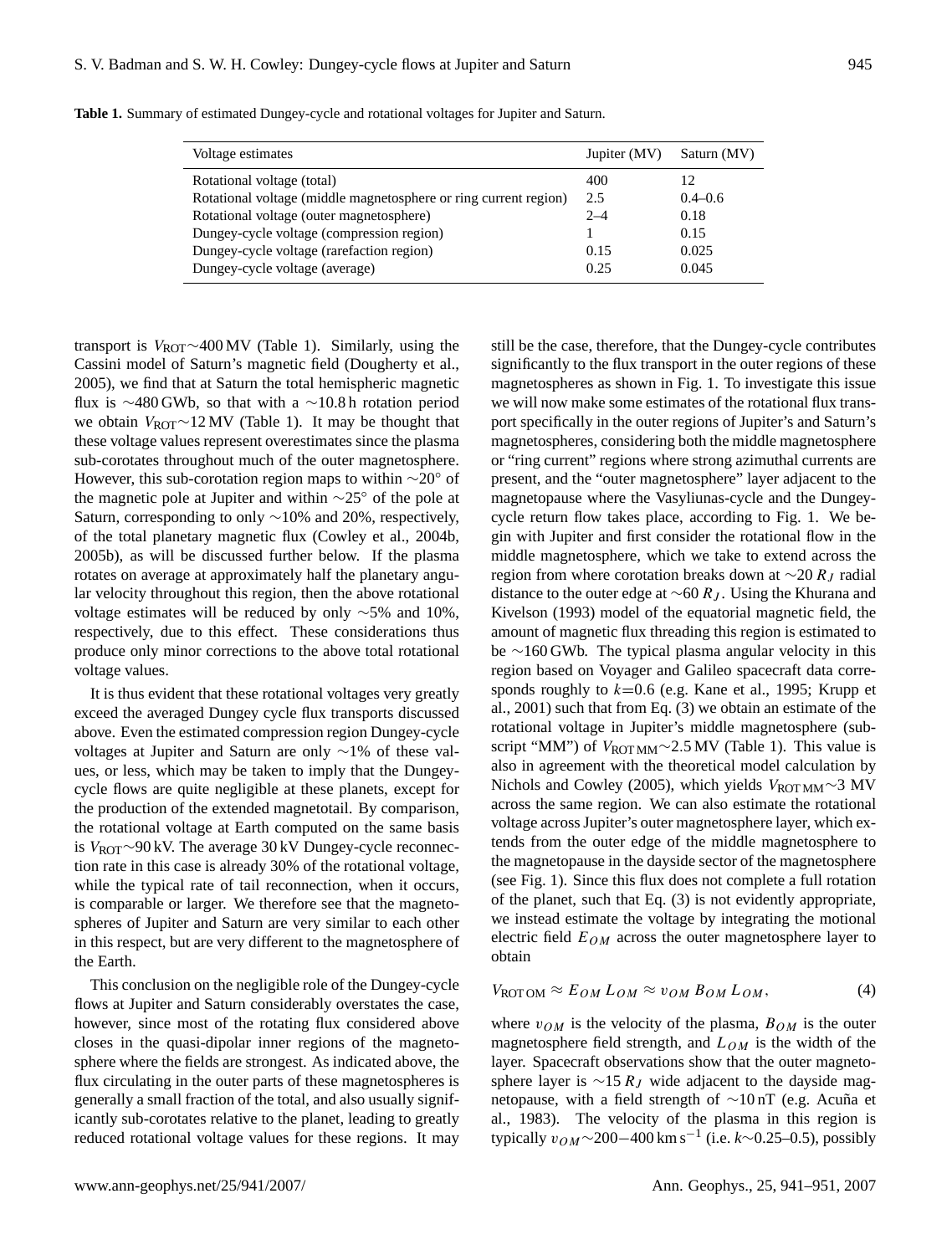**Table 1.** Summary of estimated Dungey-cycle and rotational voltages for Jupiter and Saturn.

| Voltage estimates | Jupiter (MV) | Saturn (MV) |
|---|---|---|
| Rotational voltage (total) | 400 | 12 |
| Rotational voltage (middle magnetosphere or ring current region) | 2.5 | 0.4–0.6 |
| Rotational voltage (outer magnetosphere) | 2–4 | 0.18 |
| Dungey-cycle voltage (compression region) | 1 | 0.15 |
| Dungey-cycle voltage (rarefaction region) | 0.15 | 0.025 |
| Dungey-cycle voltage (average) | 0.25 | 0.045 |

transport is $V_{\mathrm{ROT}}\sim$400 MV (Table 1). Similarly, using the Cassini model of Saturn's magnetic field (Dougherty et al., 2005), we find that at Saturn the total hemispheric magnetic flux is $\sim$480 GWb, so that with a $\sim$10.8 h rotation period we obtain $V_{\mathrm{ROT}}\sim$12 MV (Table 1). It may be thought that these voltage values represent overestimates since the plasma sub-corotates throughout much of the outer magnetosphere. However, this sub-corotation region maps to within $\sim 20^\circ$ of the magnetic pole at Jupiter and within $\sim 25^\circ$ of the pole at Saturn, corresponding to only $\sim$10% and 20%, respectively, of the total planetary magnetic flux (Cowley et al., 2004b, 2005b), as will be discussed further below. If the plasma rotates on average at approximately half the planetary angular velocity throughout this region, then the above rotational voltage estimates will be reduced by only $\sim$5% and 10%, respectively, due to this effect. These considerations thus produce only minor corrections to the above total rotational voltage values.

It is thus evident that these rotational voltages very greatly exceed the averaged Dungey cycle flux transports discussed above. Even the estimated compression region Dungey-cycle voltages at Jupiter and Saturn are only $\sim$1% of these values, or less, which may be taken to imply that the Dungey-cycle flows are quite negligible at these planets, except for the production of the extended magnetotail. By comparison, the rotational voltage at Earth computed on the same basis is $V_{\mathrm{ROT}}\sim$90 kV. The average 30 kV Dungey-cycle reconnection rate in this case is already 30% of the rotational voltage, while the typical rate of tail reconnection, when it occurs, is comparable or larger. We therefore see that the magnetospheres of Jupiter and Saturn are very similar to each other in this respect, but are very different to the magnetosphere of the Earth.

This conclusion on the negligible role of the Dungey-cycle flows at Jupiter and Saturn considerably overstates the case, however, since most of the rotating flux considered above closes in the quasi-dipolar inner regions of the magnetosphere where the fields are strongest. As indicated above, the flux circulating in the outer parts of these magnetospheres is generally a small fraction of the total, and also usually significantly sub-corotates relative to the planet, leading to greatly reduced rotational voltage values for these regions. It may still be the case, therefore, that the Dungey-cycle contributes significantly to the flux transport in the outer regions of these magnetospheres as shown in Fig. 1. To investigate this issue we will now make some estimates of the rotational flux transport specifically in the outer regions of Jupiter's and Saturn's magnetospheres, considering both the middle magnetosphere or "ring current" regions where strong azimuthal currents are present, and the "outer magnetosphere" layer adjacent to the magnetopause where the Vasyliunas-cycle and the Dungey-cycle return flow takes place, according to Fig. 1. We begin with Jupiter and first consider the rotational flow in the middle magnetosphere, which we take to extend across the region from where corotation breaks down at $\sim 20\,R_J$ radial distance to the outer edge at $\sim 60\,R_J$. Using the Khurana and Kivelson (1993) model of the equatorial magnetic field, the amount of magnetic flux threading this region is estimated to be $\sim$160 GWb. The typical plasma angular velocity in this region based on Voyager and Galileo spacecraft data corresponds roughly to $k$=0.6 (e.g. Kane et al., 1995; Krupp et al., 2001) such that from Eq. (3) we obtain an estimate of the rotational voltage in Jupiter's middle magnetosphere (subscript "MM") of $V_{\mathrm{ROT\,MM}}\sim$2.5 MV (Table 1). This value is also in agreement with the theoretical model calculation by Nichols and Cowley (2005), which yields $V_{\mathrm{ROT\,MM}}\sim$3 MV across the same region. We can also estimate the rotational voltage across Jupiter's outer magnetosphere layer, which extends from the outer edge of the middle magnetosphere to the magnetopause in the dayside sector of the magnetosphere (see Fig. 1). Since this flux does not complete a full rotation of the planet, such that Eq. (3) is not evidently appropriate, we instead estimate the voltage by integrating the motional electric field $E_{OM}$ across the outer magnetosphere layer to obtain

$$V_{\mathrm{ROT\,OM}} \approx E_{OM}\,L_{OM} \approx v_{OM}\,B_{OM}\,L_{OM}, \tag{4}$$

where $v_{OM}$ is the velocity of the plasma, $B_{OM}$ is the outer magnetosphere field strength, and $L_{OM}$ is the width of the layer. Spacecraft observations show that the outer magnetosphere layer is $\sim 15\,R_J$ wide adjacent to the dayside magnetopause, with a field strength of $\sim$10 nT (e.g. Acuña et al., 1983). The velocity of the plasma in this region is typically $v_{OM}\sim 200-400\,\mathrm{km\,s^{-1}}$ (i.e. $k\sim$0.25–0.5), possibly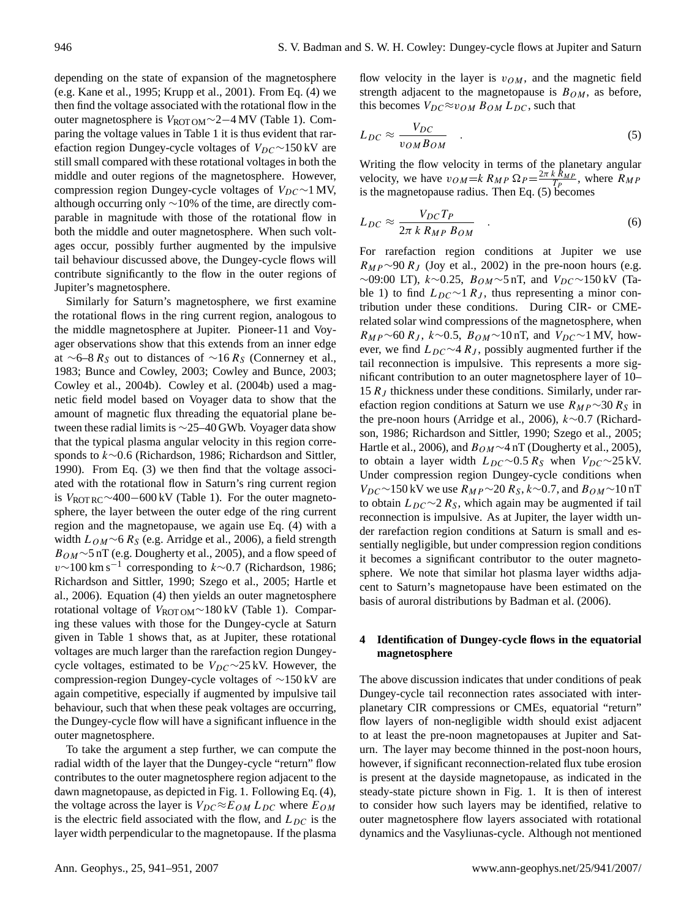depending on the state of expansion of the magnetosphere (e.g. Kane et al., 1995; Krupp et al., 2001). From Eq. (4) we then find the voltage associated with the rotational flow in the outer magnetosphere is $V_{\mathrm{ROT\,OM}}\sim 2-4$ MV (Table 1). Comparing the voltage values in Table 1 it is thus evident that rarefaction region Dungey-cycle voltages of $V_{DC}\sim 150$ kV are still small compared with these rotational voltages in both the middle and outer regions of the magnetosphere. However, compression region Dungey-cycle voltages of $V_{DC}\sim 1$ MV, although occurring only ∼10% of the time, are directly comparable in magnitude with those of the rotational flow in both the middle and outer magnetosphere. When such voltages occur, possibly further augmented by the impulsive tail behaviour discussed above, the Dungey-cycle flows will contribute significantly to the flow in the outer regions of Jupiter's magnetosphere.

Similarly for Saturn's magnetosphere, we first examine the rotational flows in the ring current region, analogous to the middle magnetosphere at Jupiter. Pioneer-11 and Voyager observations show that this extends from an inner edge at ∼6–8 $R_S$ out to distances of ∼16 $R_S$ (Connerney et al., 1983; Bunce and Cowley, 2003; Cowley and Bunce, 2003; Cowley et al., 2004b). Cowley et al. (2004b) used a magnetic field model based on Voyager data to show that the amount of magnetic flux threading the equatorial plane between these radial limits is ∼25–40 GWb. Voyager data show that the typical plasma angular velocity in this region corresponds to $k\sim 0.6$ (Richardson, 1986; Richardson and Sittler, 1990). From Eq. (3) we then find that the voltage associated with the rotational flow in Saturn's ring current region is $V_{\mathrm{ROT\,RC}}\sim 400-600$ kV (Table 1). For the outer magnetosphere, the layer between the outer edge of the ring current region and the magnetopause, we again use Eq. (4) with a width $L_{OM}\sim 6\,R_S$ (e.g. Arridge et al., 2006), a field strength $B_{OM}\sim 5$ nT (e.g. Dougherty et al., 2005), and a flow speed of $v\sim 100\,\mathrm{km\,s^{-1}}$ corresponding to $k\sim 0.7$ (Richardson, 1986; Richardson and Sittler, 1990; Szego et al., 2005; Hartle et al., 2006). Equation (4) then yields an outer magnetosphere rotational voltage of $V_{\mathrm{ROT\,OM}}\sim 180$ kV (Table 1). Comparing these values with those for the Dungey-cycle at Saturn given in Table 1 shows that, as at Jupiter, these rotational voltages are much larger than the rarefaction region Dungey-cycle voltages, estimated to be $V_{DC}\sim 25$ kV. However, the compression-region Dungey-cycle voltages of ∼150 kV are again competitive, especially if augmented by impulsive tail behaviour, such that when these peak voltages are occurring, the Dungey-cycle flow will have a significant influence in the outer magnetosphere.

To take the argument a step further, we can compute the radial width of the layer that the Dungey-cycle "return" flow contributes to the outer magnetosphere region adjacent to the dawn magnetopause, as depicted in Fig. 1. Following Eq. (4), the voltage across the layer is $V_{DC}\approx E_{OM}\,L_{DC}$ where $E_{OM}$ is the electric field associated with the flow, and $L_{DC}$ is the layer width perpendicular to the magnetopause. If the plasma flow velocity in the layer is $v_{OM}$, and the magnetic field strength adjacent to the magnetopause is $B_{OM}$, as before, this becomes $V_{DC}\approx v_{OM}\,B_{OM}\,L_{DC}$, such that

$$L_{DC}\approx\frac{V_{DC}}{v_{OM}B_{OM}}\quad . \tag{5}$$

Writing the flow velocity in terms of the planetary angular velocity, we have $v_{OM}=k\,R_{MP}\,\Omega_P=\frac{2\pi\,k\,R_{MP}}{T_P}$, where $R_{MP}$ is the magnetopause radius. Then Eq. (5) becomes

$$L_{DC}\approx\frac{V_{DC}T_P}{2\pi\,k\,R_{MP}\,B_{OM}}\quad . \tag{6}$$

For rarefaction region conditions at Jupiter we use $R_{MP}\sim 90\,R_J$ (Joy et al., 2002) in the pre-noon hours (e.g. ∼09:00 LT), $k\sim 0.25$, $B_{OM}\sim 5$ nT, and $V_{DC}\sim 150$ kV (Table 1) to find $L_{DC}\sim 1\,R_J$, thus representing a minor contribution under these conditions. During CIR- or CME-related solar wind compressions of the magnetosphere, when $R_{MP}\sim 60\,R_J$, $k\sim 0.5$, $B_{OM}\sim 10$ nT, and $V_{DC}\sim 1$ MV, however, we find $L_{DC}\sim 4\,R_J$, possibly augmented further if the tail reconnection is impulsive. This represents a more significant contribution to an outer magnetosphere layer of 10–15 $R_J$ thickness under these conditions. Similarly, under rarefaction region conditions at Saturn we use $R_{MP}\sim 30\,R_S$ in the pre-noon hours (Arridge et al., 2006), $k\sim 0.7$ (Richardson, 1986; Richardson and Sittler, 1990; Szego et al., 2005; Hartle et al., 2006), and $B_{OM}\sim 4$ nT (Dougherty et al., 2005), to obtain a layer width $L_{DC}\sim 0.5\,R_S$ when $V_{DC}\sim 25$ kV. Under compression region Dungey-cycle conditions when $V_{DC}\sim 150$ kV we use $R_{MP}\sim 20\,R_S$, $k\sim 0.7$, and $B_{OM}\sim 10$ nT to obtain $L_{DC}\sim 2\,R_S$, which again may be augmented if tail reconnection is impulsive. As at Jupiter, the layer width under rarefaction region conditions at Saturn is small and essentially negligible, but under compression region conditions it becomes a significant contributor to the outer magnetosphere. We note that similar hot plasma layer widths adjacent to Saturn's magnetopause have been estimated on the basis of auroral distributions by Badman et al. (2006).

## 4 Identification of Dungey-cycle flows in the equatorial magnetosphere

The above discussion indicates that under conditions of peak Dungey-cycle tail reconnection rates associated with interplanetary CIR compressions or CMEs, equatorial "return" flow layers of non-negligible width should exist adjacent to at least the pre-noon magnetopauses at Jupiter and Saturn. The layer may become thinned in the post-noon hours, however, if significant reconnection-related flux tube erosion is present at the dayside magnetopause, as indicated in the steady-state picture shown in Fig. 1. It is then of interest to consider how such layers may be identified, relative to outer magnetosphere flow layers associated with rotational dynamics and the Vasyliunas-cycle. Although not mentioned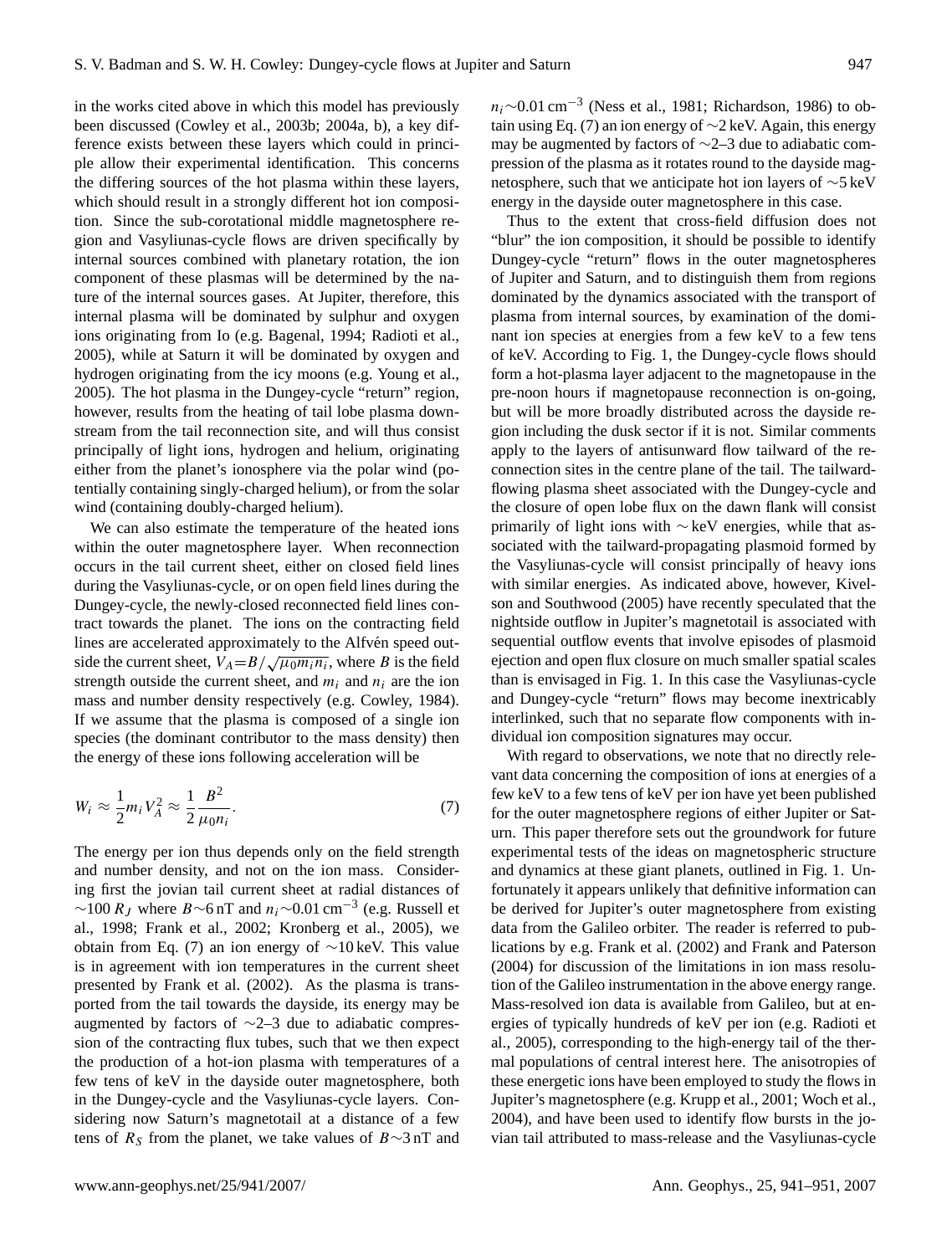in the works cited above in which this model has previously been discussed (Cowley et al., 2003b; 2004a, b), a key difference exists between these layers which could in principle allow their experimental identification. This concerns the differing sources of the hot plasma within these layers, which should result in a strongly different hot ion composition. Since the sub-corotational middle magnetosphere region and Vasyliunas-cycle flows are driven specifically by internal sources combined with planetary rotation, the ion component of these plasmas will be determined by the nature of the internal sources gases. At Jupiter, therefore, this internal plasma will be dominated by sulphur and oxygen ions originating from Io (e.g. Bagenal, 1994; Radioti et al., 2005), while at Saturn it will be dominated by oxygen and hydrogen originating from the icy moons (e.g. Young et al., 2005). The hot plasma in the Dungey-cycle "return" region, however, results from the heating of tail lobe plasma downstream from the tail reconnection site, and will thus consist principally of light ions, hydrogen and helium, originating either from the planet's ionosphere via the polar wind (potentially containing singly-charged helium), or from the solar wind (containing doubly-charged helium).

We can also estimate the temperature of the heated ions within the outer magnetosphere layer. When reconnection occurs in the tail current sheet, either on closed field lines during the Vasyliunas-cycle, or on open field lines during the Dungey-cycle, the newly-closed reconnected field lines contract towards the planet. The ions on the contracting field lines are accelerated approximately to the Alfvén speed outside the current sheet, $V_A = B/\sqrt{\mu_0 m_i n_i}$, where $B$ is the field strength outside the current sheet, and $m_i$ and $n_i$ are the ion mass and number density respectively (e.g. Cowley, 1984). If we assume that the plasma is composed of a single ion species (the dominant contributor to the mass density) then the energy of these ions following acceleration will be

$$W_i \approx \frac{1}{2} m_i V_A^2 \approx \frac{1}{2} \frac{B^2}{\mu_0 n_i}. \tag{7}$$

The energy per ion thus depends only on the field strength and number density, and not on the ion mass. Considering first the jovian tail current sheet at radial distances of $\sim$100 $R_J$ where $B \sim 6$ nT and $n_i \sim 0.01\,\text{cm}^{-3}$ (e.g. Russell et al., 1998; Frank et al., 2002; Kronberg et al., 2005), we obtain from Eq. (7) an ion energy of $\sim$10 keV. This value is in agreement with ion temperatures in the current sheet presented by Frank et al. (2002). As the plasma is transported from the tail towards the dayside, its energy may be augmented by factors of $\sim$2–3 due to adiabatic compression of the contracting flux tubes, such that we then expect the production of a hot-ion plasma with temperatures of a few tens of keV in the dayside outer magnetosphere, both in the Dungey-cycle and the Vasyliunas-cycle layers. Considering now Saturn's magnetotail at a distance of a few tens of $R_S$ from the planet, we take values of $B \sim 3$ nT and $n_i \sim 0.01\,\text{cm}^{-3}$ (Ness et al., 1981; Richardson, 1986) to obtain using Eq. (7) an ion energy of $\sim$2 keV. Again, this energy may be augmented by factors of $\sim$2–3 due to adiabatic compression of the plasma as it rotates round to the dayside magnetosphere, such that we anticipate hot ion layers of $\sim$5 keV energy in the dayside outer magnetosphere in this case.

Thus to the extent that cross-field diffusion does not "blur" the ion composition, it should be possible to identify Dungey-cycle "return" flows in the outer magnetospheres of Jupiter and Saturn, and to distinguish them from regions dominated by the dynamics associated with the transport of plasma from internal sources, by examination of the dominant ion species at energies from a few keV to a few tens of keV. According to Fig. 1, the Dungey-cycle flows should form a hot-plasma layer adjacent to the magnetopause in the pre-noon hours if magnetopause reconnection is on-going, but will be more broadly distributed across the dayside region including the dusk sector if it is not. Similar comments apply to the layers of antisunward flow tailward of the reconnection sites in the centre plane of the tail. The tailward-flowing plasma sheet associated with the Dungey-cycle and the closure of open lobe flux on the dawn flank will consist primarily of light ions with $\sim$keV energies, while that associated with the tailward-propagating plasmoid formed by the Vasyliunas-cycle will consist principally of heavy ions with similar energies. As indicated above, however, Kivelson and Southwood (2005) have recently speculated that the nightside outflow in Jupiter's magnetotail is associated with sequential outflow events that involve episodes of plasmoid ejection and open flux closure on much smaller spatial scales than is envisaged in Fig. 1. In this case the Vasyliunas-cycle and Dungey-cycle "return" flows may become inextricably interlinked, such that no separate flow components with individual ion composition signatures may occur.

With regard to observations, we note that no directly relevant data concerning the composition of ions at energies of a few keV to a few tens of keV per ion have yet been published for the outer magnetosphere regions of either Jupiter or Saturn. This paper therefore sets out the groundwork for future experimental tests of the ideas on magnetospheric structure and dynamics at these giant planets, outlined in Fig. 1. Unfortunately it appears unlikely that definitive information can be derived for Jupiter's outer magnetosphere from existing data from the Galileo orbiter. The reader is referred to publications by e.g. Frank et al. (2002) and Frank and Paterson (2004) for discussion of the limitations in ion mass resolution of the Galileo instrumentation in the above energy range. Mass-resolved ion data is available from Galileo, but at energies of typically hundreds of keV per ion (e.g. Radioti et al., 2005), corresponding to the high-energy tail of the thermal populations of central interest here. The anisotropies of these energetic ions have been employed to study the flows in Jupiter's magnetosphere (e.g. Krupp et al., 2001; Woch et al., 2004), and have been used to identify flow bursts in the jovian tail attributed to mass-release and the Vasyliunas-cycle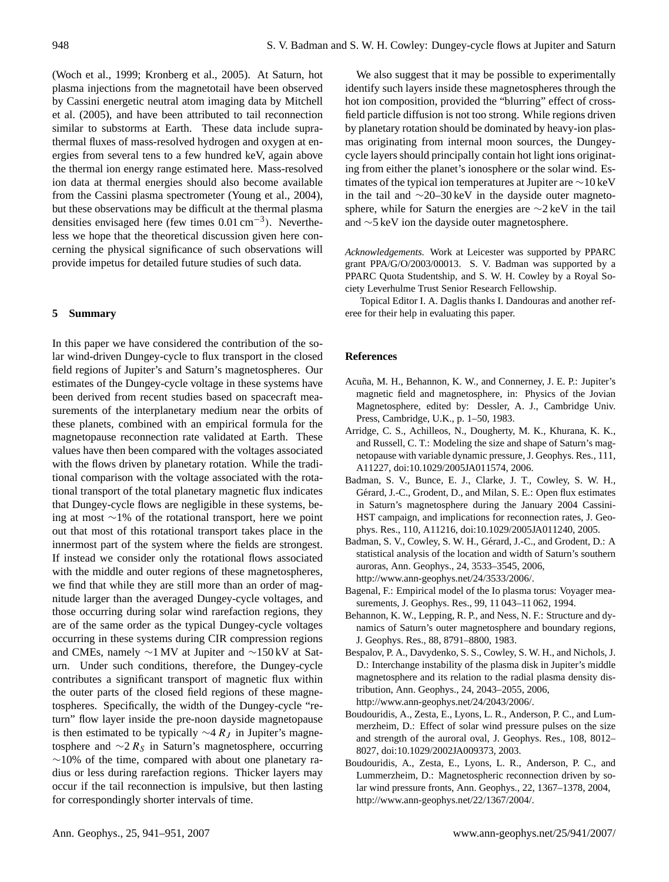(Woch et al., 1999; Kronberg et al., 2005). At Saturn, hot plasma injections from the magnetotail have been observed by Cassini energetic neutral atom imaging data by Mitchell et al. (2005), and have been attributed to tail reconnection similar to substorms at Earth. These data include suprathermal fluxes of mass-resolved hydrogen and oxygen at energies from several tens to a few hundred keV, again above the thermal ion energy range estimated here. Mass-resolved ion data at thermal energies should also become available from the Cassini plasma spectrometer (Young et al., 2004), but these observations may be difficult at the thermal plasma densities envisaged here (few times 0.01 $\mathrm{cm}^{-3}$). Nevertheless we hope that the theoretical discussion given here concerning the physical significance of such observations will provide impetus for detailed future studies of such data.

## 5 Summary

In this paper we have considered the contribution of the solar wind-driven Dungey-cycle to flux transport in the closed field regions of Jupiter's and Saturn's magnetospheres. Our estimates of the Dungey-cycle voltage in these systems have been derived from recent studies based on spacecraft measurements of the interplanetary medium near the orbits of these planets, combined with an empirical formula for the magnetopause reconnection rate validated at Earth. These values have then been compared with the voltages associated with the flows driven by planetary rotation. While the traditional comparison with the voltage associated with the rotational transport of the total planetary magnetic flux indicates that Dungey-cycle flows are negligible in these systems, being at most $\sim$1% of the rotational transport, here we point out that most of this rotational transport takes place in the innermost part of the system where the fields are strongest. If instead we consider only the rotational flows associated with the middle and outer regions of these magnetospheres, we find that while they are still more than an order of magnitude larger than the averaged Dungey-cycle voltages, and those occurring during solar wind rarefaction regions, they are of the same order as the typical Dungey-cycle voltages occurring in these systems during CIR compression regions and CMEs, namely $\sim$1 MV at Jupiter and $\sim$150 kV at Saturn. Under such conditions, therefore, the Dungey-cycle contributes a significant transport of magnetic flux within the outer parts of the closed field regions of these magnetospheres. Specifically, the width of the Dungey-cycle "return" flow layer inside the pre-noon dayside magnetopause is then estimated to be typically $\sim 4\,R_J$ in Jupiter's magnetosphere and $\sim 2\,R_S$ in Saturn's magnetosphere, occurring $\sim$10% of the time, compared with about one planetary radius or less during rarefaction regions. Thicker layers may occur if the tail reconnection is impulsive, but then lasting for correspondingly shorter intervals of time.

We also suggest that it may be possible to experimentally identify such layers inside these magnetospheres through the hot ion composition, provided the "blurring" effect of cross-field particle diffusion is not too strong. While regions driven by planetary rotation should be dominated by heavy-ion plasmas originating from internal moon sources, the Dungey-cycle layers should principally contain hot light ions originating from either the planet's ionosphere or the solar wind. Estimates of the typical ion temperatures at Jupiter are $\sim$10 keV in the tail and $\sim$20–30 keV in the dayside outer magnetosphere, while for Saturn the energies are $\sim$2 keV in the tail and $\sim$5 keV ion the dayside outer magnetosphere.

*Acknowledgements.* Work at Leicester was supported by PPARC grant PPA/G/O/2003/00013. S. V. Badman was supported by a PPARC Quota Studentship, and S. W. H. Cowley by a Royal Society Leverhulme Trust Senior Research Fellowship.

Topical Editor I. A. Daglis thanks I. Dandouras and another referee for their help in evaluating this paper.

## References

Acuña, M. H., Behannon, K. W., and Connerney, J. E. P.: Jupiter's magnetic field and magnetosphere, in: Physics of the Jovian Magnetosphere, edited by: Dessler, A. J., Cambridge Univ. Press, Cambridge, U.K., p. 1–50, 1983.

Arridge, C. S., Achilleos, N., Dougherty, M. K., Khurana, K. K., and Russell, C. T.: Modeling the size and shape of Saturn's magnetopause with variable dynamic pressure, J. Geophys. Res., 111, A11227, doi:10.1029/2005JA011574, 2006.

Badman, S. V., Bunce, E. J., Clarke, J. T., Cowley, S. W. H., Gérard, J.-C., Grodent, D., and Milan, S. E.: Open flux estimates in Saturn's magnetosphere during the January 2004 Cassini-HST campaign, and implications for reconnection rates, J. Geophys. Res., 110, A11216, doi:10.1029/2005JA011240, 2005.

Badman, S. V., Cowley, S. W. H., Gérard, J.-C., and Grodent, D.: A statistical analysis of the location and width of Saturn's southern auroras, Ann. Geophys., 24, 3533–3545, 2006, http://www.ann-geophys.net/24/3533/2006/.

Bagenal, F.: Empirical model of the Io plasma torus: Voyager measurements, J. Geophys. Res., 99, 11 043–11 062, 1994.

Behannon, K. W., Lepping, R. P., and Ness, N. F.: Structure and dynamics of Saturn's outer magnetosphere and boundary regions, J. Geophys. Res., 88, 8791–8800, 1983.

Bespalov, P. A., Davydenko, S. S., Cowley, S. W. H., and Nichols, J. D.: Interchange instability of the plasma disk in Jupiter's middle magnetosphere and its relation to the radial plasma density distribution, Ann. Geophys., 24, 2043–2055, 2006, http://www.ann-geophys.net/24/2043/2006/.

Boudouridis, A., Zesta, E., Lyons, L. R., Anderson, P. C., and Lummerzheim, D.: Effect of solar wind pressure pulses on the size and strength of the auroral oval, J. Geophys. Res., 108, 8012–8027, doi:10.1029/2002JA009373, 2003.

Boudouridis, A., Zesta, E., Lyons, L. R., Anderson, P. C., and Lummerzheim, D.: Magnetospheric reconnection driven by solar wind pressure fronts, Ann. Geophys., 22, 1367–1378, 2004, http://www.ann-geophys.net/22/1367/2004/.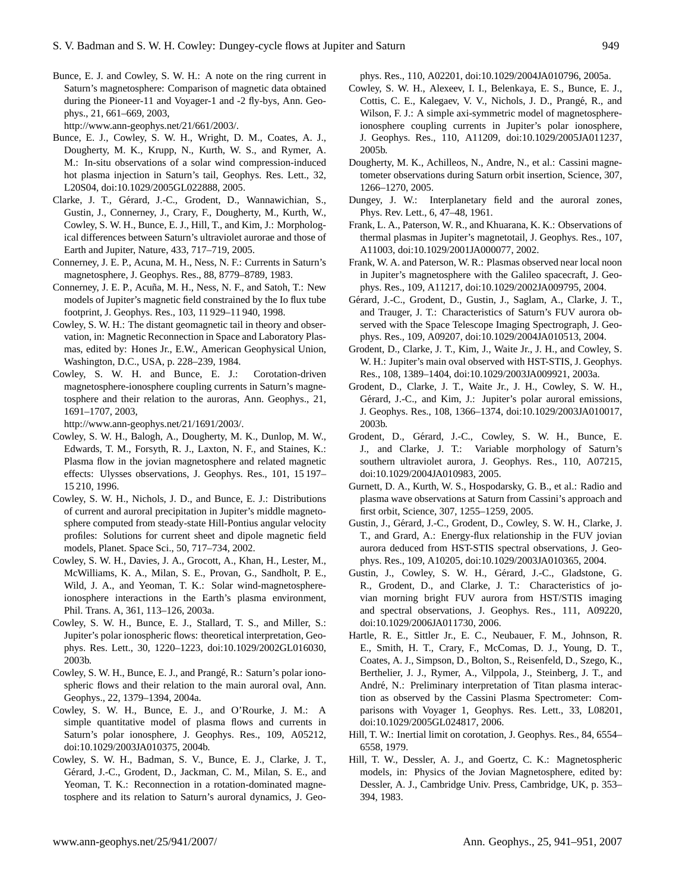Bunce, E. J. and Cowley, S. W. H.: A note on the ring current in Saturn's magnetosphere: Comparison of magnetic data obtained during the Pioneer-11 and Voyager-1 and -2 fly-bys, Ann. Geophys., 21, 661–669, 2003, http://www.ann-geophys.net/21/661/2003/.

Bunce, E. J., Cowley, S. W. H., Wright, D. M., Coates, A. J., Dougherty, M. K., Krupp, N., Kurth, W. S., and Rymer, A. M.: In-situ observations of a solar wind compression-induced hot plasma injection in Saturn's tail, Geophys. Res. Lett., 32, L20S04, doi:10.1029/2005GL022888, 2005.

Clarke, J. T., Gérard, J.-C., Grodent, D., Wannawichian, S., Gustin, J., Connerney, J., Crary, F., Dougherty, M., Kurth, W., Cowley, S. W. H., Bunce, E. J., Hill, T., and Kim, J.: Morphological differences between Saturn's ultraviolet aurorae and those of Earth and Jupiter, Nature, 433, 717–719, 2005.

Connerney, J. E. P., Acuna, M. H., Ness, N. F.: Currents in Saturn's magnetosphere, J. Geophys. Res., 88, 8779–8789, 1983.

Connerney, J. E. P., Acuña, M. H., Ness, N. F., and Satoh, T.: New models of Jupiter's magnetic field constrained by the Io flux tube footprint, J. Geophys. Res., 103, 11 929–11 940, 1998.

Cowley, S. W. H.: The distant geomagnetic tail in theory and observation, in: Magnetic Reconnection in Space and Laboratory Plasmas, edited by: Hones Jr., E.W., American Geophysical Union, Washington, D.C., USA, p. 228–239, 1984.

Cowley, S. W. H. and Bunce, E. J.: Corotation-driven magnetosphere-ionosphere coupling currents in Saturn's magnetosphere and their relation to the auroras, Ann. Geophys., 21, 1691–1707, 2003, http://www.ann-geophys.net/21/1691/2003/.

Cowley, S. W. H., Balogh, A., Dougherty, M. K., Dunlop, M. W., Edwards, T. M., Forsyth, R. J., Laxton, N. F., and Staines, K.: Plasma flow in the jovian magnetosphere and related magnetic effects: Ulysses observations, J. Geophys. Res., 101, 15 197–15 210, 1996.

Cowley, S. W. H., Nichols, J. D., and Bunce, E. J.: Distributions of current and auroral precipitation in Jupiter's middle magnetosphere computed from steady-state Hill-Pontius angular velocity profiles: Solutions for current sheet and dipole magnetic field models, Planet. Space Sci., 50, 717–734, 2002.

Cowley, S. W. H., Davies, J. A., Grocott, A., Khan, H., Lester, M., McWilliams, K. A., Milan, S. E., Provan, G., Sandholt, P. E., Wild, J. A., and Yeoman, T. K.: Solar wind-magnetosphere-ionosphere interactions in the Earth's plasma environment, Phil. Trans. A, 361, 113–126, 2003a.

Cowley, S. W. H., Bunce, E. J., Stallard, T. S., and Miller, S.: Jupiter's polar ionospheric flows: theoretical interpretation, Geophys. Res. Lett., 30, 1220–1223, doi:10.1029/2002GL016030, 2003b.

Cowley, S. W. H., Bunce, E. J., and Prangé, R.: Saturn's polar ionospheric flows and their relation to the main auroral oval, Ann. Geophys., 22, 1379–1394, 2004a.

Cowley, S. W. H., Bunce, E. J., and O'Rourke, J. M.: A simple quantitative model of plasma flows and currents in Saturn's polar ionosphere, J. Geophys. Res., 109, A05212, doi:10.1029/2003JA010375, 2004b.

Cowley, S. W. H., Badman, S. V., Bunce, E. J., Clarke, J. T., Gérard, J.-C., Grodent, D., Jackman, C. M., Milan, S. E., and Yeoman, T. K.: Reconnection in a rotation-dominated magnetosphere and its relation to Saturn's auroral dynamics, J. Geophys. Res., 110, A02201, doi:10.1029/2004JA010796, 2005a.

Cowley, S. W. H., Alexeev, I. I., Belenkaya, E. S., Bunce, E. J., Cottis, C. E., Kalegaev, V. V., Nichols, J. D., Prangé, R., and Wilson, F. J.: A simple axi-symmetric model of magnetosphere-ionosphere coupling currents in Jupiter's polar ionosphere, J. Geophys. Res., 110, A11209, doi:10.1029/2005JA011237, 2005b.

Dougherty, M. K., Achilleos, N., Andre, N., et al.: Cassini magnetometer observations during Saturn orbit insertion, Science, 307, 1266–1270, 2005.

Dungey, J. W.: Interplanetary field and the auroral zones, Phys. Rev. Lett., 6, 47–48, 1961.

Frank, L. A., Paterson, W. R., and Khuarana, K. K.: Observations of thermal plasmas in Jupiter's magnetotail, J. Geophys. Res., 107, A11003, doi:10.1029/2001JA000077, 2002.

Frank, W. A. and Paterson, W. R.: Plasmas observed near local noon in Jupiter's magnetosphere with the Galileo spacecraft, J. Geophys. Res., 109, A11217, doi:10.1029/2002JA009795, 2004.

Gérard, J.-C., Grodent, D., Gustin, J., Saglam, A., Clarke, J. T., and Trauger, J. T.: Characteristics of Saturn's FUV aurora observed with the Space Telescope Imaging Spectrograph, J. Geophys. Res., 109, A09207, doi:10.1029/2004JA010513, 2004.

Grodent, D., Clarke, J. T., Kim, J., Waite Jr., J. H., and Cowley, S. W. H.: Jupiter's main oval observed with HST-STIS, J. Geophys. Res., 108, 1389–1404, doi:10.1029/2003JA009921, 2003a.

Grodent, D., Clarke, J. T., Waite Jr., J. H., Cowley, S. W. H., Gérard, J.-C., and Kim, J.: Jupiter's polar auroral emissions, J. Geophys. Res., 108, 1366–1374, doi:10.1029/2003JA010017, 2003b.

Grodent, D., Gérard, J.-C., Cowley, S. W. H., Bunce, E. J., and Clarke, J. T.: Variable morphology of Saturn's southern ultraviolet aurora, J. Geophys. Res., 110, A07215, doi:10.1029/2004JA010983, 2005.

Gurnett, D. A., Kurth, W. S., Hospodarsky, G. B., et al.: Radio and plasma wave observations at Saturn from Cassini's approach and first orbit, Science, 307, 1255–1259, 2005.

Gustin, J., Gérard, J.-C., Grodent, D., Cowley, S. W. H., Clarke, J. T., and Grard, A.: Energy-flux relationship in the FUV jovian aurora deduced from HST-STIS spectral observations, J. Geophys. Res., 109, A10205, doi:10.1029/2003JA010365, 2004.

Gustin, J., Cowley, S. W. H., Gérard, J.-C., Gladstone, G. R., Grodent, D., and Clarke, J. T.: Characteristics of jovian morning bright FUV aurora from HST/STIS imaging and spectral observations, J. Geophys. Res., 111, A09220, doi:10.1029/2006JA011730, 2006.

Hartle, R. E., Sittler Jr., E. C., Neubauer, F. M., Johnson, R. E., Smith, H. T., Crary, F., McComas, D. J., Young, D. T., Coates, A. J., Simpson, D., Bolton, S., Reisenfeld, D., Szego, K., Berthelier, J. J., Rymer, A., Vilppola, J., Steinberg, J. T., and André, N.: Preliminary interpretation of Titan plasma interaction as observed by the Cassini Plasma Spectrometer: Comparisons with Voyager 1, Geophys. Res. Lett., 33, L08201, doi:10.1029/2005GL024817, 2006.

Hill, T. W.: Inertial limit on corotation, J. Geophys. Res., 84, 6554–6558, 1979.

Hill, T. W., Dessler, A. J., and Goertz, C. K.: Magnetospheric models, in: Physics of the Jovian Magnetosphere, edited by: Dessler, A. J., Cambridge Univ. Press, Cambridge, UK, p. 353–394, 1983.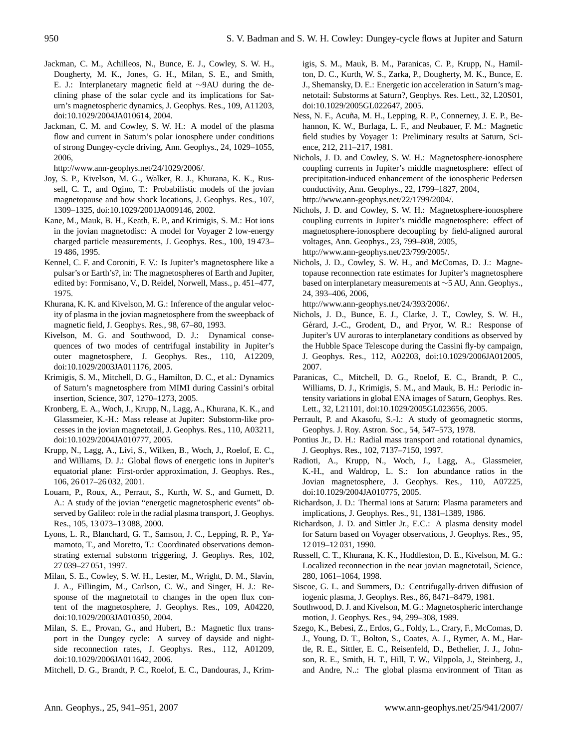Jackman, C. M., Achilleos, N., Bunce, E. J., Cowley, S. W. H., Dougherty, M. K., Jones, G. H., Milan, S. E., and Smith, E. J.: Interplanetary magnetic field at ∼9AU during the declining phase of the solar cycle and its implications for Saturn's magnetospheric dynamics, J. Geophys. Res., 109, A11203, doi:10.1029/2004JA010614, 2004.

Jackman, C. M. and Cowley, S. W. H.: A model of the plasma flow and current in Saturn's polar ionosphere under conditions of strong Dungey-cycle driving, Ann. Geophys., 24, 1029–1055, 2006, http://www.ann-geophys.net/24/1029/2006/.

Joy, S. P., Kivelson, M. G., Walker, R. J., Khurana, K. K., Russell, C. T., and Ogino, T.: Probabilistic models of the jovian magnetopause and bow shock locations, J. Geophys. Res., 107, 1309–1325, doi:10.1029/2001JA009146, 2002.

Kane, M., Mauk, B. H., Keath, E. P., and Krimigis, S. M.: Hot ions in the jovian magnetodisc: A model for Voyager 2 low-energy charged particle measurements, J. Geophys. Res., 100, 19 473–19 486, 1995.

Kennel, C. F. and Coroniti, F. V.: Is Jupiter's magnetosphere like a pulsar's or Earth's?, in: The magnetospheres of Earth and Jupiter, edited by: Formisano, V., D. Reidel, Norwell, Mass., p. 451–477, 1975.

Khurana, K. K. and Kivelson, M. G.: Inference of the angular velocity of plasma in the jovian magnetosphere from the sweepback of magnetic field, J. Geophys. Res., 98, 67–80, 1993.

Kivelson, M. G. and Southwood, D. J.: Dynamical consequences of two modes of centrifugal instability in Jupiter's outer magnetosphere, J. Geophys. Res., 110, A12209, doi:10.1029/2003JA011176, 2005.

Krimigis, S. M., Mitchell, D. G., Hamilton, D. C., et al.: Dynamics of Saturn's magnetosphere from MIMI during Cassini's orbital insertion, Science, 307, 1270–1273, 2005.

Kronberg, E. A., Woch, J., Krupp, N., Lagg, A., Khurana, K. K., and Glassmeier, K.-H.: Mass release at Jupiter: Substorm-like processes in the jovian magnetotail, J. Geophys. Res., 110, A03211, doi:10.1029/2004JA010777, 2005.

Krupp, N., Lagg, A., Livi, S., Wilken, B., Woch, J., Roelof, E. C., and Williams, D. J.: Global flows of energetic ions in Jupiter's equatorial plane: First-order approximation, J. Geophys. Res., 106, 26 017–26 032, 2001.

Louarn, P., Roux, A., Perraut, S., Kurth, W. S., and Gurnett, D. A.: A study of the jovian "energetic magnetospheric events" observed by Galileo: role in the radial plasma transport, J. Geophys. Res., 105, 13 073–13 088, 2000.

Lyons, L. R., Blanchard, G. T., Samson, J. C., Lepping, R. P., Yamamoto, T., and Moretto, T.: Coordinated observations demonstrating external substorm triggering, J. Geophys. Res, 102, 27 039–27 051, 1997.

Milan, S. E., Cowley, S. W. H., Lester, M., Wright, D. M., Slavin, J. A., Fillingim, M., Carlson, C. W., and Singer, H. J.: Response of the magnetotail to changes in the open flux content of the magnetosphere, J. Geophys. Res., 109, A04220, doi:10.1029/2003JA010350, 2004.

Milan, S. E., Provan, G., and Hubert, B.: Magnetic flux transport in the Dungey cycle: A survey of dayside and nightside reconnection rates, J. Geophys. Res., 112, A01209, doi:10.1029/2006JA011642, 2006.

Mitchell, D. G., Brandt, P. C., Roelof, E. C., Dandouras, J., Krimigis, S. M., Mauk, B. M., Paranicas, C. P., Krupp, N., Hamilton, D. C., Kurth, W. S., Zarka, P., Dougherty, M. K., Bunce, E. J., Shemansky, D. E.: Energetic ion acceleration in Saturn's magnetotail: Substorms at Saturn?, Geophys. Res. Lett., 32, L20S01, doi:10.1029/2005GL022647, 2005.

Ness, N. F., Acuña, M. H., Lepping, R. P., Connerney, J. E. P., Behannon, K. W., Burlaga, L. F., and Neubauer, F. M.: Magnetic field studies by Voyager 1: Preliminary results at Saturn, Science, 212, 211–217, 1981.

Nichols, J. D. and Cowley, S. W. H.: Magnetosphere-ionosphere coupling currents in Jupiter's middle magnetosphere: effect of precipitation-induced enhancement of the ionospheric Pedersen conductivity, Ann. Geophys., 22, 1799–1827, 2004, http://www.ann-geophys.net/22/1799/2004/.

Nichols, J. D. and Cowley, S. W. H.: Magnetosphere-ionosphere coupling currents in Jupiter's middle magnetosphere: effect of magnetosphere-ionosphere decoupling by field-aligned auroral voltages, Ann. Geophys., 23, 799–808, 2005, http://www.ann-geophys.net/23/799/2005/.

Nichols, J. D., Cowley, S. W. H., and McComas, D. J.: Magnetopause reconnection rate estimates for Jupiter's magnetosphere based on interplanetary measurements at ∼5 AU, Ann. Geophys., 24, 393–406, 2006, http://www.ann-geophys.net/24/393/2006/.

Nichols, J. D., Bunce, E. J., Clarke, J. T., Cowley, S. W. H., Gérard, J.-C., Grodent, D., and Pryor, W. R.: Response of Jupiter's UV auroras to interplanetary conditions as observed by the Hubble Space Telescope during the Cassini fly-by campaign, J. Geophys. Res., 112, A02203, doi:10.1029/2006JA012005, 2007.

Paranicas, C., Mitchell, D. G., Roelof, E. C., Brandt, P. C., Williams, D. J., Krimigis, S. M., and Mauk, B. H.: Periodic intensity variations in global ENA images of Saturn, Geophys. Res. Lett., 32, L21101, doi:10.1029/2005GL023656, 2005.

Perrault, P. and Akasofu, S.-I.: A study of geomagnetic storms, Geophys. J. Roy. Astron. Soc., 54, 547–573, 1978.

Pontius Jr., D. H.: Radial mass transport and rotational dynamics, J. Geophys. Res., 102, 7137–7150, 1997.

Radioti, A., Krupp, N., Woch, J., Lagg, A., Glassmeier, K.-H., and Waldrop, L. S.: Ion abundance ratios in the Jovian magnetosphere, J. Geophys. Res., 110, A07225, doi:10.1029/2004JA010775, 2005.

Richardson, J. D.: Thermal ions at Saturn: Plasma parameters and implications, J. Geophys. Res., 91, 1381–1389, 1986.

Richardson, J. D. and Sittler Jr., E.C.: A plasma density model for Saturn based on Voyager observations, J. Geophys. Res., 95, 12 019–12 031, 1990.

Russell, C. T., Khurana, K. K., Huddleston, D. E., Kivelson, M. G.: Localized reconnection in the near jovian magnetotail, Science, 280, 1061–1064, 1998.

Siscoe, G. L. and Summers, D.: Centrifugally-driven diffusion of iogenic plasma, J. Geophys. Res., 86, 8471–8479, 1981.

Southwood, D. J. and Kivelson, M. G.: Magnetospheric interchange motion, J. Geophys. Res., 94, 299–308, 1989.

Szego, K., Bebesi, Z., Erdos, G., Foldy, L., Crary, F., McComas, D. J., Young, D. T., Bolton, S., Coates, A. J., Rymer, A. M., Hartle, R. E., Sittler, E. C., Reisenfeld, D., Bethelier, J. J., Johnson, R. E., Smith, H. T., Hill, T. W., Vilppola, J., Steinberg, J., and Andre, N..: The global plasma environment of Titan as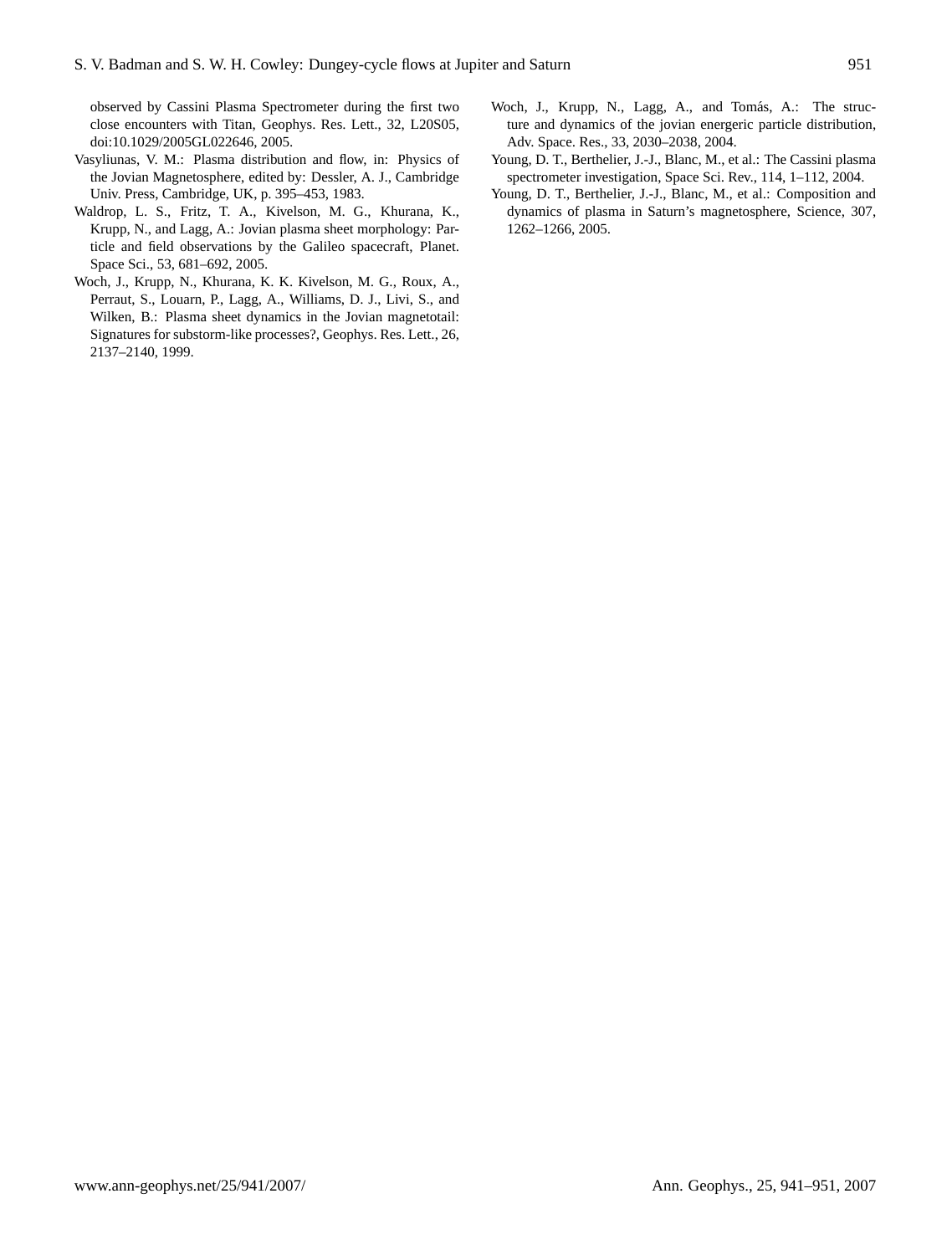observed by Cassini Plasma Spectrometer during the first two close encounters with Titan, Geophys. Res. Lett., 32, L20S05, doi:10.1029/2005GL022646, 2005.

Vasyliunas, V. M.: Plasma distribution and flow, in: Physics of the Jovian Magnetosphere, edited by: Dessler, A. J., Cambridge Univ. Press, Cambridge, UK, p. 395–453, 1983.

Waldrop, L. S., Fritz, T. A., Kivelson, M. G., Khurana, K., Krupp, N., and Lagg, A.: Jovian plasma sheet morphology: Particle and field observations by the Galileo spacecraft, Planet. Space Sci., 53, 681–692, 2005.

Woch, J., Krupp, N., Khurana, K. K. Kivelson, M. G., Roux, A., Perraut, S., Louarn, P., Lagg, A., Williams, D. J., Livi, S., and Wilken, B.: Plasma sheet dynamics in the Jovian magnetotail: Signatures for substorm-like processes?, Geophys. Res. Lett., 26, 2137–2140, 1999.

Woch, J., Krupp, N., Lagg, A., and Tomás, A.: The structure and dynamics of the jovian energeric particle distribution, Adv. Space. Res., 33, 2030–2038, 2004.

Young, D. T., Berthelier, J.-J., Blanc, M., et al.: The Cassini plasma spectrometer investigation, Space Sci. Rev., 114, 1–112, 2004.

Young, D. T., Berthelier, J.-J., Blanc, M., et al.: Composition and dynamics of plasma in Saturn's magnetosphere, Science, 307, 1262–1266, 2005.